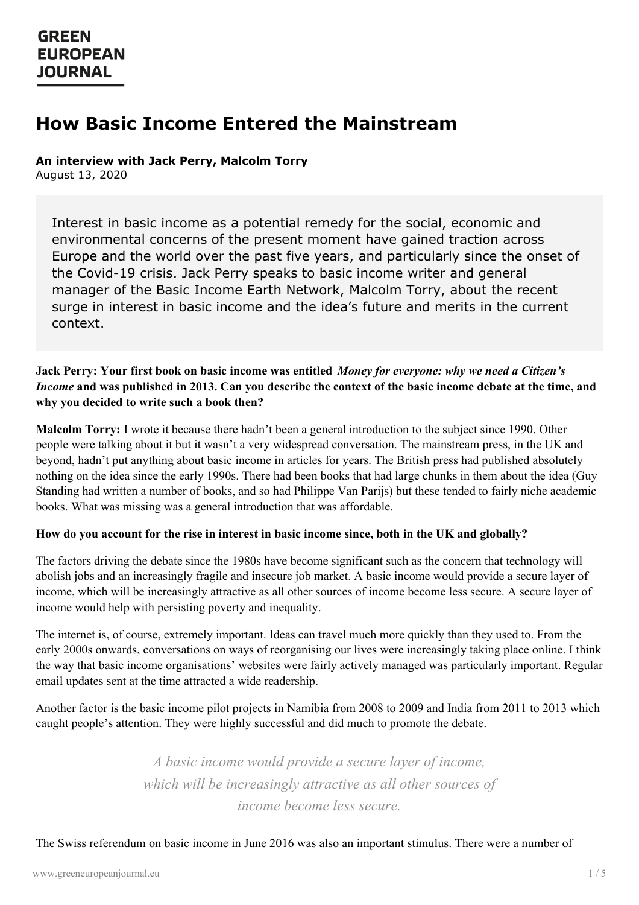GREEN EUROPEAN JOURNAL

# How Basic Income Entered the Mainstream

**An interview with Jack Perry, Malcolm Torry**
August 13, 2020

> Interest in basic income as a potential remedy for the social, economic and environmental concerns of the present moment have gained traction across Europe and the world over the past five years, and particularly since the onset of the Covid-19 crisis. Jack Perry speaks to basic income writer and general manager of the Basic Income Earth Network, Malcolm Torry, about the recent surge in interest in basic income and the idea's future and merits in the current context.

**Jack Perry: Your first book on basic income was entitled *Money for everyone: why we need a Citizen's Income* and was published in 2013. Can you describe the context of the basic income debate at the time, and why you decided to write such a book then?**

**Malcolm Torry:** I wrote it because there hadn't been a general introduction to the subject since 1990. Other people were talking about it but it wasn't a very widespread conversation. The mainstream press, in the UK and beyond, hadn't put anything about basic income in articles for years. The British press had published absolutely nothing on the idea since the early 1990s. There had been books that had large chunks in them about the idea (Guy Standing had written a number of books, and so had Philippe Van Parijs) but these tended to fairly niche academic books. What was missing was a general introduction that was affordable.

**How do you account for the rise in interest in basic income since, both in the UK and globally?**

The factors driving the debate since the 1980s have become significant such as the concern that technology will abolish jobs and an increasingly fragile and insecure job market. A basic income would provide a secure layer of income, which will be increasingly attractive as all other sources of income become less secure. A secure layer of income would help with persisting poverty and inequality.

The internet is, of course, extremely important. Ideas can travel much more quickly than they used to. From the early 2000s onwards, conversations on ways of reorganising our lives were increasingly taking place online. I think the way that basic income organisations' websites were fairly actively managed was particularly important. Regular email updates sent at the time attracted a wide readership.

Another factor is the basic income pilot projects in Namibia from 2008 to 2009 and India from 2011 to 2013 which caught people's attention. They were highly successful and did much to promote the debate.

> *A basic income would provide a secure layer of income, which will be increasingly attractive as all other sources of income become less secure.*

The Swiss referendum on basic income in June 2016 was also an important stimulus. There were a number of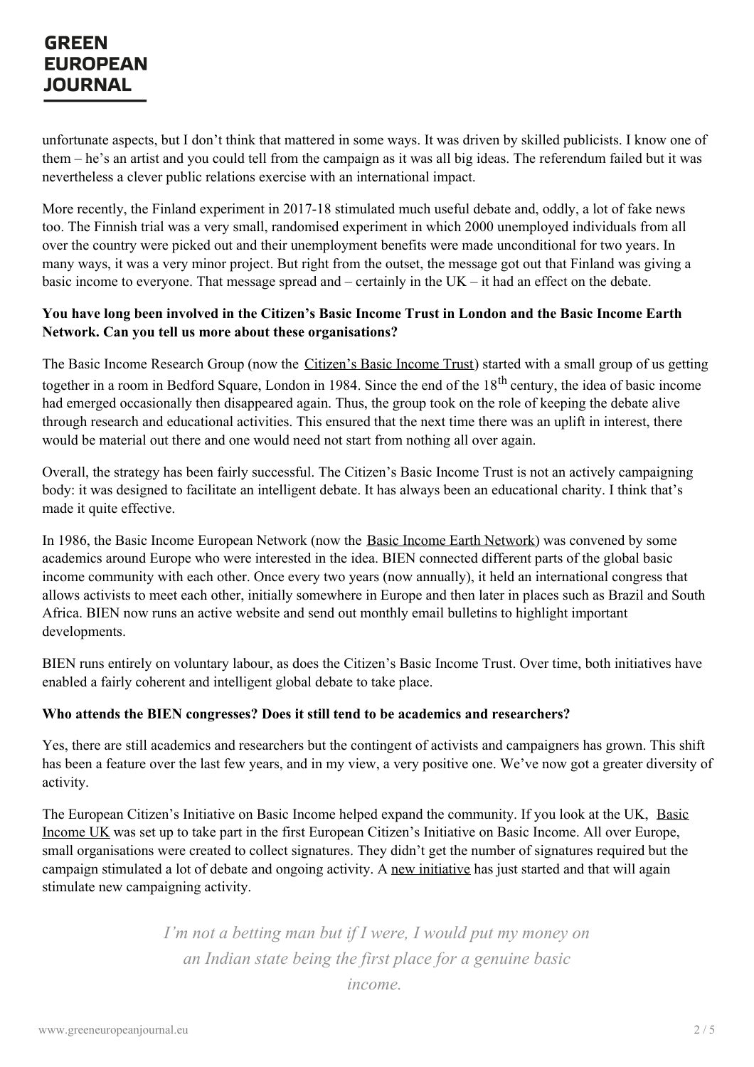unfortunate aspects, but I don't think that mattered in some ways. It was driven by skilled publicists. I know one of them – he's an artist and you could tell from the campaign as it was all big ideas. The referendum failed but it was nevertheless a clever public relations exercise with an international impact.

More recently, the Finland experiment in 2017-18 stimulated much useful debate and, oddly, a lot of fake news too. The Finnish trial was a very small, randomised experiment in which 2000 unemployed individuals from all over the country were picked out and their unemployment benefits were made unconditional for two years. In many ways, it was a very minor project. But right from the outset, the message got out that Finland was giving a basic income to everyone. That message spread and – certainly in the UK – it had an effect on the debate.

**You have long been involved in the Citizen's Basic Income Trust in London and the Basic Income Earth Network. Can you tell us more about these organisations?**

The Basic Income Research Group (now the Citizen's Basic Income Trust) started with a small group of us getting together in a room in Bedford Square, London in 1984. Since the end of the 18th century, the idea of basic income had emerged occasionally then disappeared again. Thus, the group took on the role of keeping the debate alive through research and educational activities. This ensured that the next time there was an uplift in interest, there would be material out there and one would need not start from nothing all over again.

Overall, the strategy has been fairly successful. The Citizen's Basic Income Trust is not an actively campaigning body: it was designed to facilitate an intelligent debate. It has always been an educational charity. I think that's made it quite effective.

In 1986, the Basic Income European Network (now the Basic Income Earth Network) was convened by some academics around Europe who were interested in the idea. BIEN connected different parts of the global basic income community with each other. Once every two years (now annually), it held an international congress that allows activists to meet each other, initially somewhere in Europe and then later in places such as Brazil and South Africa. BIEN now runs an active website and send out monthly email bulletins to highlight important developments.

BIEN runs entirely on voluntary labour, as does the Citizen's Basic Income Trust. Over time, both initiatives have enabled a fairly coherent and intelligent global debate to take place.

**Who attends the BIEN congresses? Does it still tend to be academics and researchers?**

Yes, there are still academics and researchers but the contingent of activists and campaigners has grown. This shift has been a feature over the last few years, and in my view, a very positive one. We've now got a greater diversity of activity.

The European Citizen's Initiative on Basic Income helped expand the community. If you look at the UK, Basic Income UK was set up to take part in the first European Citizen's Initiative on Basic Income. All over Europe, small organisations were created to collect signatures. They didn't get the number of signatures required but the campaign stimulated a lot of debate and ongoing activity. A new initiative has just started and that will again stimulate new campaigning activity.

> *I'm not a betting man but if I were, I would put my money on an Indian state being the first place for a genuine basic income.*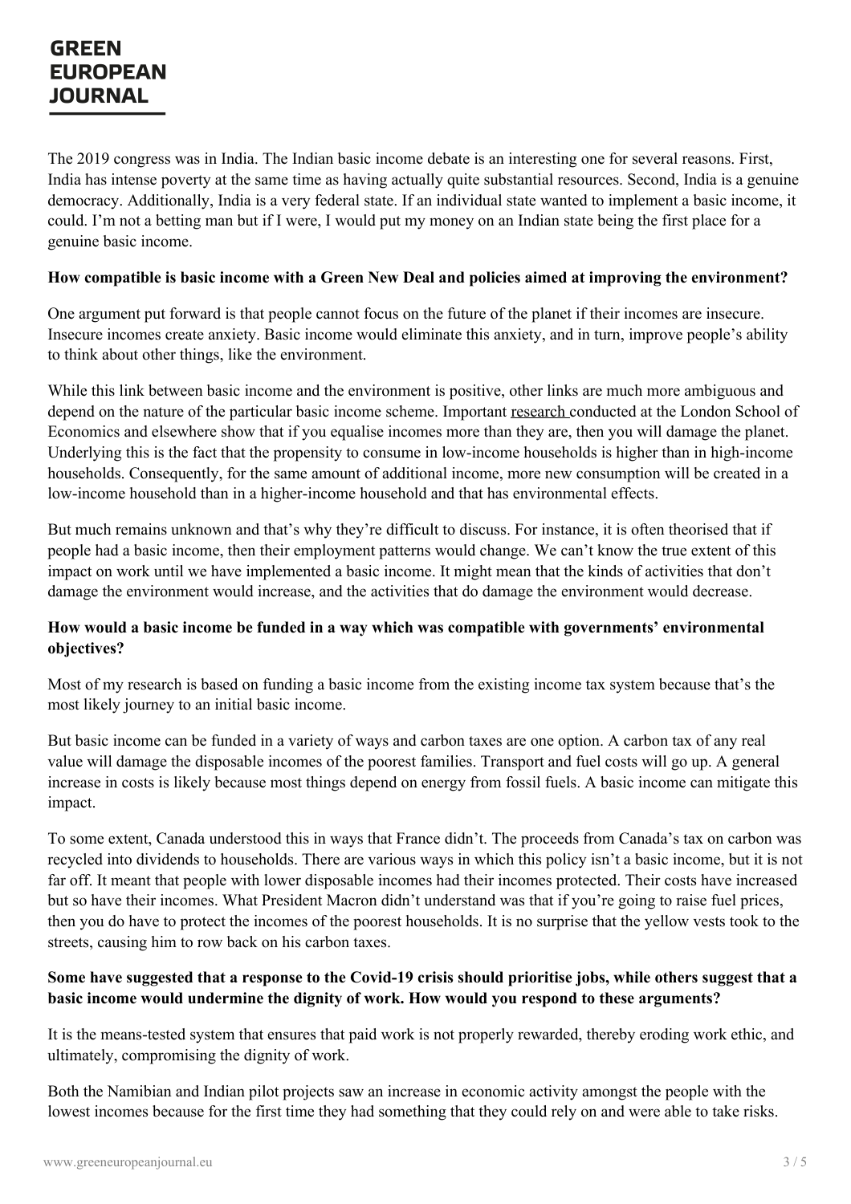The 2019 congress was in India. The Indian basic income debate is an interesting one for several reasons. First, India has intense poverty at the same time as having actually quite substantial resources. Second, India is a genuine democracy. Additionally, India is a very federal state. If an individual state wanted to implement a basic income, it could. I'm not a betting man but if I were, I would put my money on an Indian state being the first place for a genuine basic income.

**How compatible is basic income with a Green New Deal and policies aimed at improving the environment?**

One argument put forward is that people cannot focus on the future of the planet if their incomes are insecure. Insecure incomes create anxiety. Basic income would eliminate this anxiety, and in turn, improve people's ability to think about other things, like the environment.

While this link between basic income and the environment is positive, other links are much more ambiguous and depend on the nature of the particular basic income scheme. Important research conducted at the London School of Economics and elsewhere show that if you equalise incomes more than they are, then you will damage the planet. Underlying this is the fact that the propensity to consume in low-income households is higher than in high-income households. Consequently, for the same amount of additional income, more new consumption will be created in a low-income household than in a higher-income household and that has environmental effects.

But much remains unknown and that's why they're difficult to discuss. For instance, it is often theorised that if people had a basic income, then their employment patterns would change. We can't know the true extent of this impact on work until we have implemented a basic income. It might mean that the kinds of activities that don't damage the environment would increase, and the activities that do damage the environment would decrease.

**How would a basic income be funded in a way which was compatible with governments' environmental objectives?**

Most of my research is based on funding a basic income from the existing income tax system because that's the most likely journey to an initial basic income.

But basic income can be funded in a variety of ways and carbon taxes are one option. A carbon tax of any real value will damage the disposable incomes of the poorest families. Transport and fuel costs will go up. A general increase in costs is likely because most things depend on energy from fossil fuels. A basic income can mitigate this impact.

To some extent, Canada understood this in ways that France didn't. The proceeds from Canada's tax on carbon was recycled into dividends to households. There are various ways in which this policy isn't a basic income, but it is not far off. It meant that people with lower disposable incomes had their incomes protected. Their costs have increased but so have their incomes. What President Macron didn't understand was that if you're going to raise fuel prices, then you do have to protect the incomes of the poorest households. It is no surprise that the yellow vests took to the streets, causing him to row back on his carbon taxes.

**Some have suggested that a response to the Covid-19 crisis should prioritise jobs, while others suggest that a basic income would undermine the dignity of work. How would you respond to these arguments?**

It is the means-tested system that ensures that paid work is not properly rewarded, thereby eroding work ethic, and ultimately, compromising the dignity of work.

Both the Namibian and Indian pilot projects saw an increase in economic activity amongst the people with the lowest incomes because for the first time they had something that they could rely on and were able to take risks.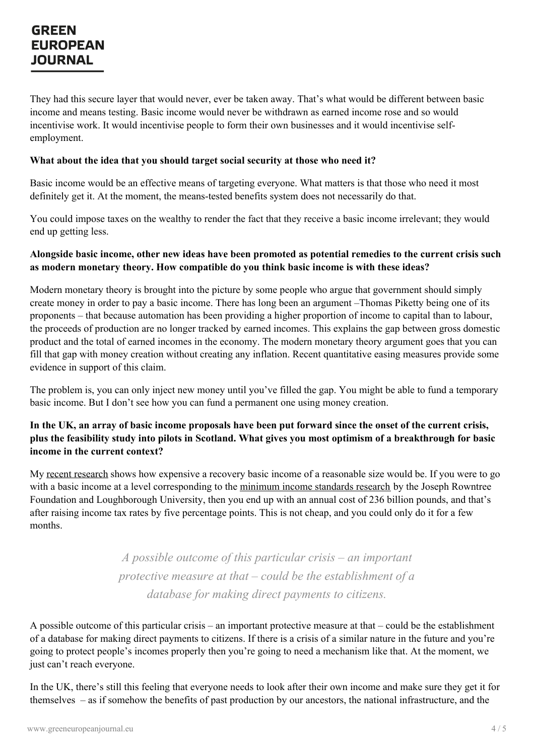They had this secure layer that would never, ever be taken away. That's what would be different between basic income and means testing. Basic income would never be withdrawn as earned income rose and so would incentivise work. It would incentivise people to form their own businesses and it would incentivise self-employment.

**What about the idea that you should target social security at those who need it?**

Basic income would be an effective means of targeting everyone. What matters is that those who need it most definitely get it. At the moment, the means-tested benefits system does not necessarily do that.

You could impose taxes on the wealthy to render the fact that they receive a basic income irrelevant; they would end up getting less.

**Alongside basic income, other new ideas have been promoted as potential remedies to the current crisis such as modern monetary theory. How compatible do you think basic income is with these ideas?**

Modern monetary theory is brought into the picture by some people who argue that government should simply create money in order to pay a basic income. There has long been an argument –Thomas Piketty being one of its proponents – that because automation has been providing a higher proportion of income to capital than to labour, the proceeds of production are no longer tracked by earned incomes. This explains the gap between gross domestic product and the total of earned incomes in the economy. The modern monetary theory argument goes that you can fill that gap with money creation without creating any inflation. Recent quantitative easing measures provide some evidence in support of this claim.

The problem is, you can only inject new money until you've filled the gap. You might be able to fund a temporary basic income. But I don't see how you can fund a permanent one using money creation.

**In the UK, an array of basic income proposals have been put forward since the onset of the current crisis, plus the feasibility study into pilots in Scotland. What gives you most optimism of a breakthrough for basic income in the current context?**

My recent research shows how expensive a recovery basic income of a reasonable size would be. If you were to go with a basic income at a level corresponding to the minimum income standards research by the Joseph Rowntree Foundation and Loughborough University, then you end up with an annual cost of 236 billion pounds, and that's after raising income tax rates by five percentage points. This is not cheap, and you could only do it for a few months.

> *A possible outcome of this particular crisis – an important protective measure at that – could be the establishment of a database for making direct payments to citizens.*

A possible outcome of this particular crisis – an important protective measure at that – could be the establishment of a database for making direct payments to citizens. If there is a crisis of a similar nature in the future and you're going to protect people's incomes properly then you're going to need a mechanism like that. At the moment, we just can't reach everyone.

In the UK, there's still this feeling that everyone needs to look after their own income and make sure they get it for themselves – as if somehow the benefits of past production by our ancestors, the national infrastructure, and the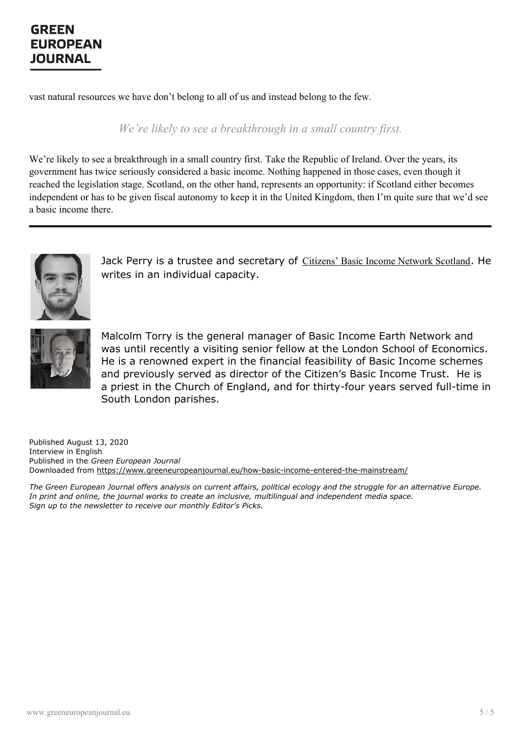vast natural resources we have don't belong to all of us and instead belong to the few.

*We're likely to see a breakthrough in a small country first.*

We're likely to see a breakthrough in a small country first. Take the Republic of Ireland. Over the years, its government has twice seriously considered a basic income. Nothing happened in those cases, even though it reached the legislation stage. Scotland, on the other hand, represents an opportunity: if Scotland either becomes independent or has to be given fiscal autonomy to keep it in the United Kingdom, then I'm quite sure that we'd see a basic income there.

---

Jack Perry is a trustee and secretary of Citizens' Basic Income Network Scotland. He writes in an individual capacity.

Malcolm Torry is the general manager of Basic Income Earth Network and was until recently a visiting senior fellow at the London School of Economics. He is a renowned expert in the financial feasibility of Basic Income schemes and previously served as director of the Citizen's Basic Income Trust. He is a priest in the Church of England, and for thirty-four years served full-time in South London parishes.

Published August 13, 2020
Interview in English
Published in the *Green European Journal*
Downloaded from https://www.greeneuropeanjournal.eu/how-basic-income-entered-the-mainstream/

*The Green European Journal offers analysis on current affairs, political ecology and the struggle for an alternative Europe. In print and online, the journal works to create an inclusive, multilingual and independent media space. Sign up to the newsletter to receive our monthly Editor's Picks.*